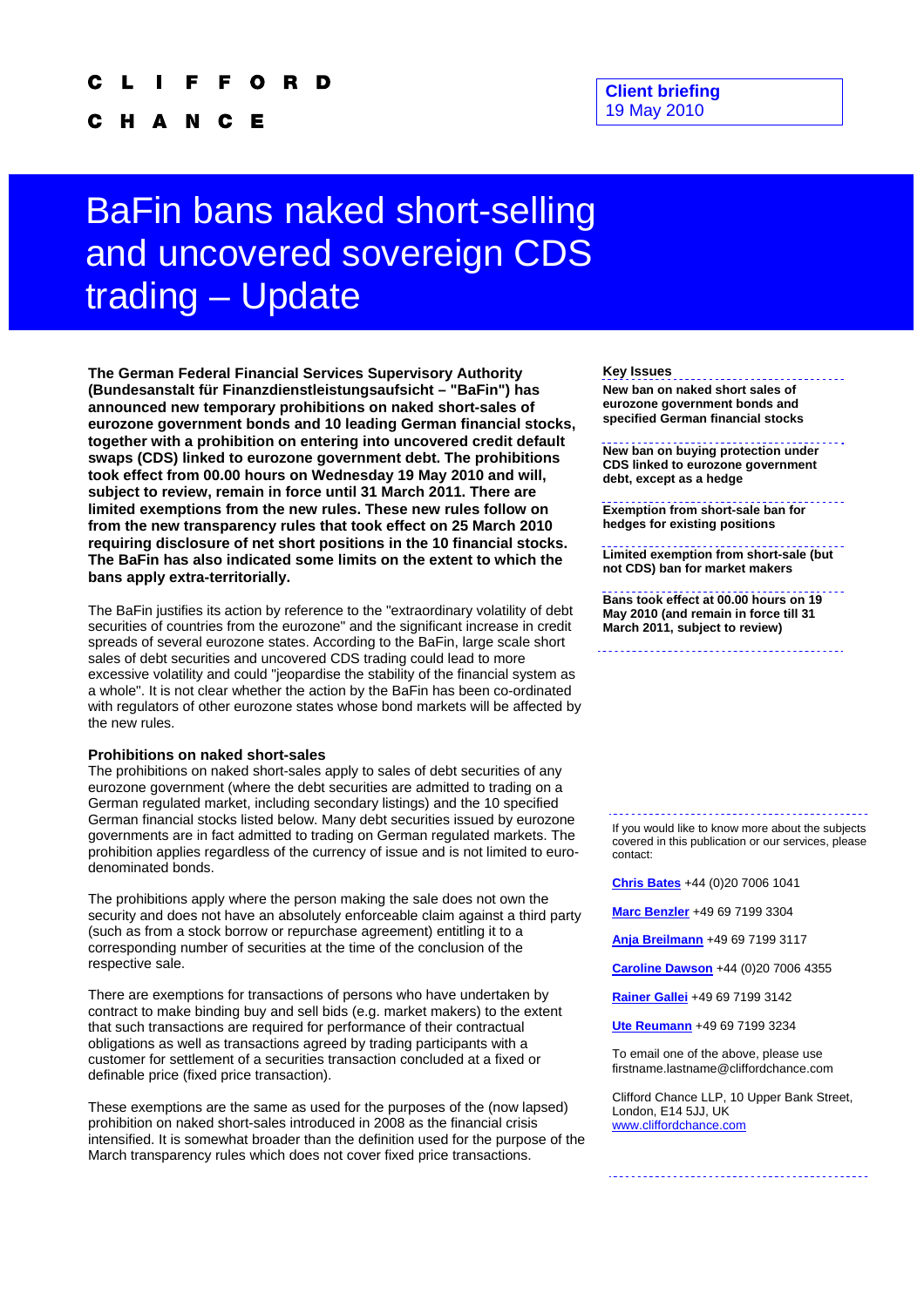CLIFFORD CHANCE

**Client briefing**
19 May 2010

# BaFin bans naked short-selling and uncovered sovereign CDS trading – Update

**The German Federal Financial Services Supervisory Authority (Bundesanstalt für Finanzdienstleistungsaufsicht – "BaFin") has announced new temporary prohibitions on naked short-sales of eurozone government bonds and 10 leading German financial stocks, together with a prohibition on entering into uncovered credit default swaps (CDS) linked to eurozone government debt. The prohibitions took effect from 00.00 hours on Wednesday 19 May 2010 and will, subject to review, remain in force until 31 March 2011. There are limited exemptions from the new rules. These new rules follow on from the new transparency rules that took effect on 25 March 2010 requiring disclosure of net short positions in the 10 financial stocks. The BaFin has also indicated some limits on the extent to which the bans apply extra-territorially.**

The BaFin justifies its action by reference to the "extraordinary volatility of debt securities of countries from the eurozone" and the significant increase in credit spreads of several eurozone states. According to the BaFin, large scale short sales of debt securities and uncovered CDS trading could lead to more excessive volatility and could "jeopardise the stability of the financial system as a whole". It is not clear whether the action by the BaFin has been co-ordinated with regulators of other eurozone states whose bond markets will be affected by the new rules.

### Prohibitions on naked short-sales

The prohibitions on naked short-sales apply to sales of debt securities of any eurozone government (where the debt securities are admitted to trading on a German regulated market, including secondary listings) and the 10 specified German financial stocks listed below. Many debt securities issued by eurozone governments are in fact admitted to trading on German regulated markets. The prohibition applies regardless of the currency of issue and is not limited to euro-denominated bonds.

The prohibitions apply where the person making the sale does not own the security and does not have an absolutely enforceable claim against a third party (such as from a stock borrow or repurchase agreement) entitling it to a corresponding number of securities at the time of the conclusion of the respective sale.

There are exemptions for transactions of persons who have undertaken by contract to make binding buy and sell bids (e.g. market makers) to the extent that such transactions are required for performance of their contractual obligations as well as transactions agreed by trading participants with a customer for settlement of a securities transaction concluded at a fixed or definable price (fixed price transaction).

These exemptions are the same as used for the purposes of the (now lapsed) prohibition on naked short-sales introduced in 2008 as the financial crisis intensified. It is somewhat broader than the definition used for the purpose of the March transparency rules which does not cover fixed price transactions.

**Key Issues**

- **New ban on naked short sales of eurozone government bonds and specified German financial stocks**
- **New ban on buying protection under CDS linked to eurozone government debt, except as a hedge**
- **Exemption from short-sale ban for hedges for existing positions**
- **Limited exemption from short-sale (but not CDS) ban for market makers**
- **Bans took effect at 00.00 hours on 19 May 2010 (and remain in force till 31 March 2011, subject to review)**

If you would like to know more about the subjects covered in this publication or our services, please contact:

Chris Bates +44 (0)20 7006 1041

Marc Benzler +49 69 7199 3304

Anja Breilmann +49 69 7199 3117

Caroline Dawson +44 (0)20 7006 4355

Rainer Gallei +49 69 7199 3142

Ute Reumann +49 69 7199 3234

To email one of the above, please use firstname.lastname@cliffordchance.com

Clifford Chance LLP, 10 Upper Bank Street, London, E14 5JJ, UK
www.cliffordchance.com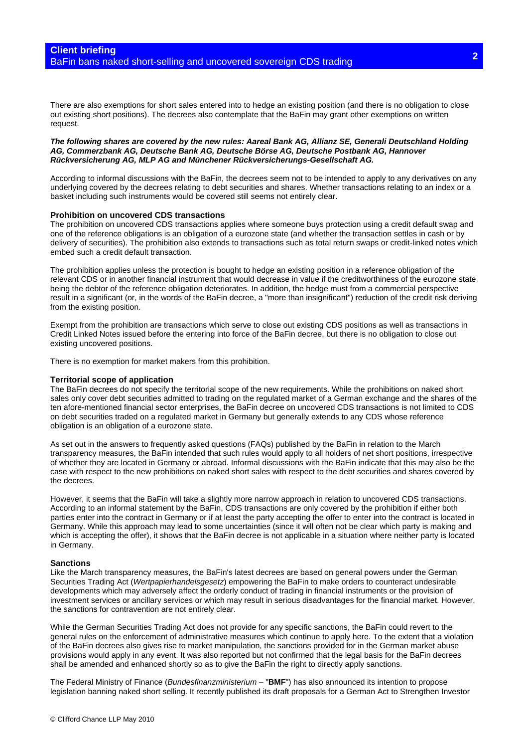There are also exemptions for short sales entered into to hedge an existing position (and there is no obligation to close out existing short positions). The decrees also contemplate that the BaFin may grant other exemptions on written request.

***The following shares are covered by the new rules: Aareal Bank AG, Allianz SE, Generali Deutschland Holding AG, Commerzbank AG, Deutsche Bank AG, Deutsche Börse AG, Deutsche Postbank AG, Hannover Rückversicherung AG, MLP AG and Münchener Rückversicherungs-Gesellschaft AG.***

According to informal discussions with the BaFin, the decrees seem not to be intended to apply to any derivatives on any underlying covered by the decrees relating to debt securities and shares. Whether transactions relating to an index or a basket including such instruments would be covered still seems not entirely clear.

**Prohibition on uncovered CDS transactions**

The prohibition on uncovered CDS transactions applies where someone buys protection using a credit default swap and one of the reference obligations is an obligation of a eurozone state (and whether the transaction settles in cash or by delivery of securities). The prohibition also extends to transactions such as total return swaps or credit-linked notes which embed such a credit default transaction.

The prohibition applies unless the protection is bought to hedge an existing position in a reference obligation of the relevant CDS or in another financial instrument that would decrease in value if the creditworthiness of the eurozone state being the debtor of the reference obligation deteriorates. In addition, the hedge must from a commercial perspective result in a significant (or, in the words of the BaFin decree, a "more than insignificant") reduction of the credit risk deriving from the existing position.

Exempt from the prohibition are transactions which serve to close out existing CDS positions as well as transactions in Credit Linked Notes issued before the entering into force of the BaFin decree, but there is no obligation to close out existing uncovered positions.

There is no exemption for market makers from this prohibition.

**Territorial scope of application**

The BaFin decrees do not specify the territorial scope of the new requirements. While the prohibitions on naked short sales only cover debt securities admitted to trading on the regulated market of a German exchange and the shares of the ten afore-mentioned financial sector enterprises, the BaFin decree on uncovered CDS transactions is not limited to CDS on debt securities traded on a regulated market in Germany but generally extends to any CDS whose reference obligation is an obligation of a eurozone state.

As set out in the answers to frequently asked questions (FAQs) published by the BaFin in relation to the March transparency measures, the BaFin intended that such rules would apply to all holders of net short positions, irrespective of whether they are located in Germany or abroad. Informal discussions with the BaFin indicate that this may also be the case with respect to the new prohibitions on naked short sales with respect to the debt securities and shares covered by the decrees.

However, it seems that the BaFin will take a slightly more narrow approach in relation to uncovered CDS transactions. According to an informal statement by the BaFin, CDS transactions are only covered by the prohibition if either both parties enter into the contract in Germany or if at least the party accepting the offer to enter into the contract is located in Germany. While this approach may lead to some uncertainties (since it will often not be clear which party is making and which is accepting the offer), it shows that the BaFin decree is not applicable in a situation where neither party is located in Germany.

**Sanctions**

Like the March transparency measures, the BaFin's latest decrees are based on general powers under the German Securities Trading Act (*Wertpapierhandelsgesetz*) empowering the BaFin to make orders to counteract undesirable developments which may adversely affect the orderly conduct of trading in financial instruments or the provision of investment services or ancillary services or which may result in serious disadvantages for the financial market. However, the sanctions for contravention are not entirely clear.

While the German Securities Trading Act does not provide for any specific sanctions, the BaFin could revert to the general rules on the enforcement of administrative measures which continue to apply here. To the extent that a violation of the BaFin decrees also gives rise to market manipulation, the sanctions provided for in the German market abuse provisions would apply in any event. It was also reported but not confirmed that the legal basis for the BaFin decrees shall be amended and enhanced shortly so as to give the BaFin the right to directly apply sanctions.

The Federal Ministry of Finance (*Bundesfinanzministerium* – "**BMF**") has also announced its intention to propose legislation banning naked short selling. It recently published its draft proposals for a German Act to Strengthen Investor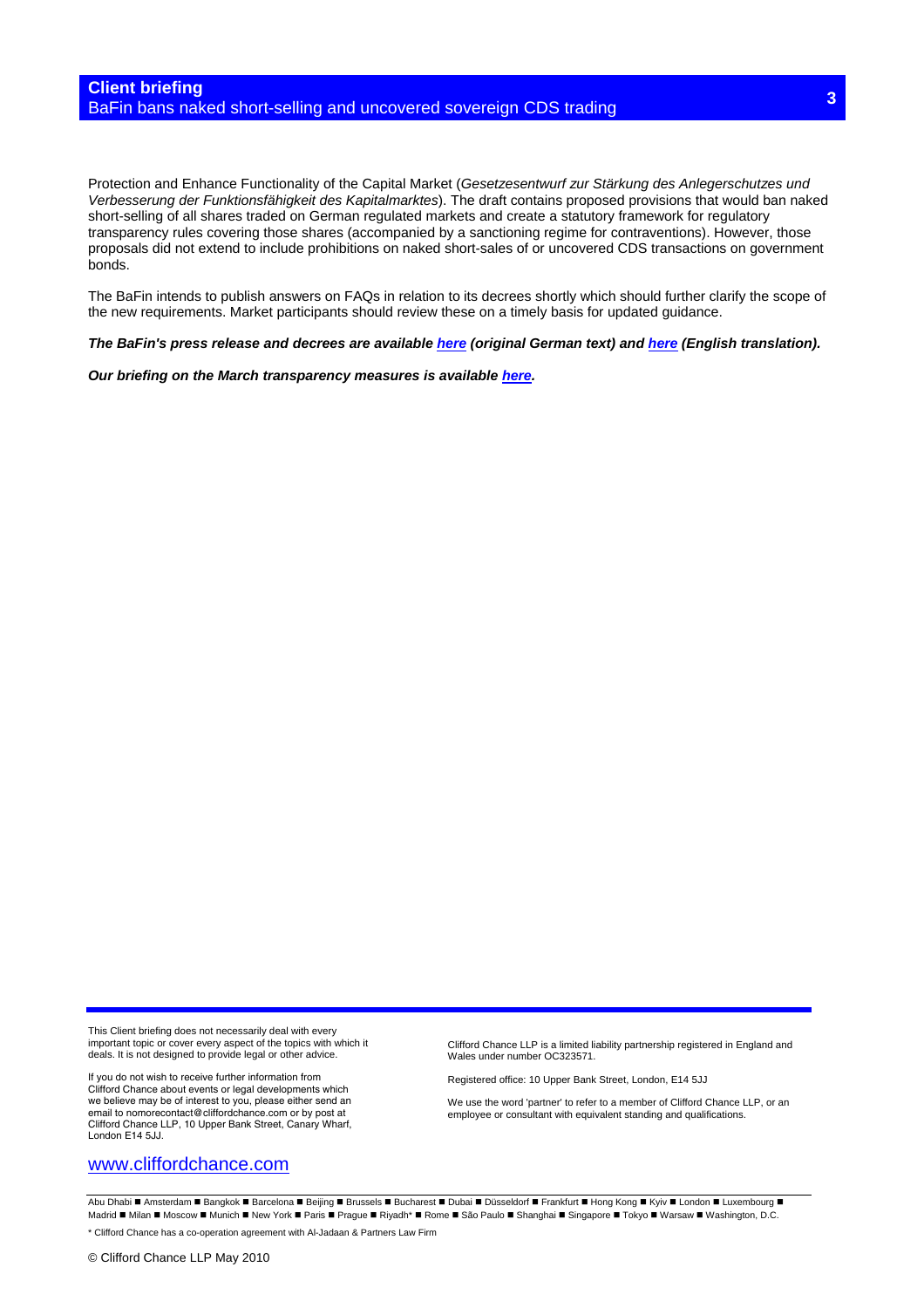Protection and Enhance Functionality of the Capital Market (*Gesetzesentwurf zur Stärkung des Anlegerschutzes und Verbesserung der Funktionsfähigkeit des Kapitalmarktes*). The draft contains proposed provisions that would ban naked short-selling of all shares traded on German regulated markets and create a statutory framework for regulatory transparency rules covering those shares (accompanied by a sanctioning regime for contraventions). However, those proposals did not extend to include prohibitions on naked short-sales of or uncovered CDS transactions on government bonds.

The BaFin intends to publish answers on FAQs in relation to its decrees shortly which should further clarify the scope of the new requirements. Market participants should review these on a timely basis for updated guidance.

***The BaFin's press release and decrees are available here (original German text) and here (English translation).***

***Our briefing on the March transparency measures is available here.***

This Client briefing does not necessarily deal with every important topic or cover every aspect of the topics with which it deals. It is not designed to provide legal or other advice.

If you do not wish to receive further information from Clifford Chance about events or legal developments which we believe may be of interest to you, please either send an email to nomorecontact@cliffordchance.com or by post at Clifford Chance LLP, 10 Upper Bank Street, Canary Wharf, London E14 5JJ.

Clifford Chance LLP is a limited liability partnership registered in England and Wales under number OC323571.

Registered office: 10 Upper Bank Street, London, E14 5JJ

We use the word 'partner' to refer to a member of Clifford Chance LLP, or an employee or consultant with equivalent standing and qualifications.

www.cliffordchance.com

Abu Dhabi ■ Amsterdam ■ Bangkok ■ Barcelona ■ Beijing ■ Brussels ■ Bucharest ■ Dubai ■ Düsseldorf ■ Frankfurt ■ Hong Kong ■ Kyiv ■ London ■ Luxembourg ■ Madrid ■ Milan ■ Moscow ■ Munich ■ New York ■ Paris ■ Prague ■ Riyadh* ■ Rome ■ São Paulo ■ Shanghai ■ Singapore ■ Tokyo ■ Warsaw ■ Washington, D.C.

* Clifford Chance has a co-operation agreement with Al-Jadaan & Partners Law Firm

© Clifford Chance LLP May 2010